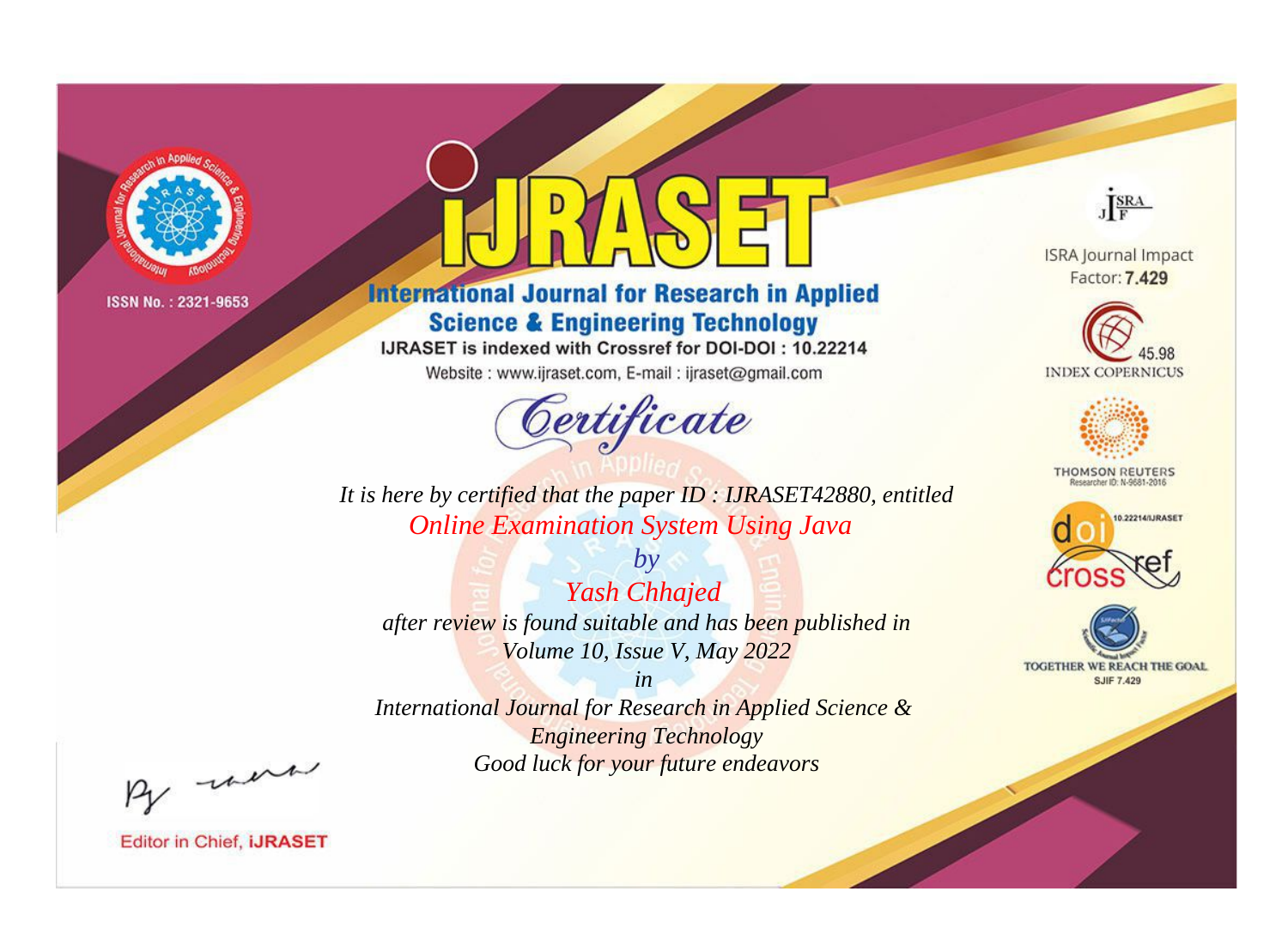ISSN No. : 2321-9653

# IJRASET

## International Journal for Research in Applied Science & Engineering Technology

IJRASET is indexed with Crossref for DOI-DOI : 10.22214

Website : www.ijraset.com, E-mail : ijraset@gmail.com

ISRA Journal Impact Factor: **7.429**

45.98 INDEX COPERNICUS

THOMSON REUTERS Researcher ID: N-9681-2016

10.22214/IJRASET

TOGETHER WE REACH THE GOAL SJIF 7.429

# *Certificate*

*It is here by certified that the paper ID : IJRASET42880, entitled*

*Online Examination System Using Java*

*by*

*Yash Chhajed*

*after review is found suitable and has been published in*

*Volume 10, Issue V, May 2022*

*in*

*International Journal for Research in Applied Science & Engineering Technology*

*Good luck for your future endeavors*

Editor in Chief, **IJRASET**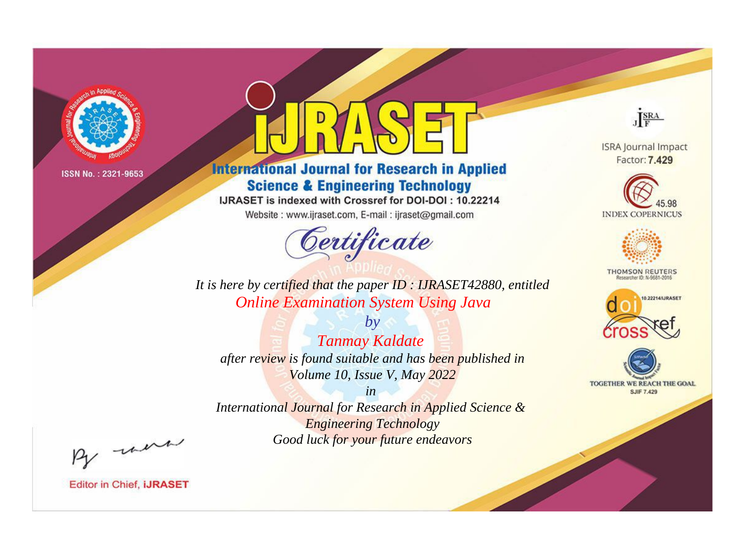ISSN No. : 2321-9653

# iJRASET

## International Journal for Research in Applied Science & Engineering Technology

IJRASET is indexed with Crossref for DOI-DOI : 10.22214

Website : www.ijraset.com, E-mail : ijraset@gmail.com

# Certificate

*It is here by certified that the paper ID : IJRASET42880, entitled*

*Online Examination System Using Java*

*by*

*Tanmay Kaldate*

*after review is found suitable and has been published in*

*Volume 10, Issue V, May 2022*

*in*

*International Journal for Research in Applied Science & Engineering Technology*

*Good luck for your future endeavors*

ISRA Journal Impact Factor: **7.429**

45.98 INDEX COPERNICUS

THOMSON REUTERS Researcher ID: N-9681-2016

10.22214/IJRASET

TOGETHER WE REACH THE GOAL SJIF 7.429

Editor in Chief, **iJRASET**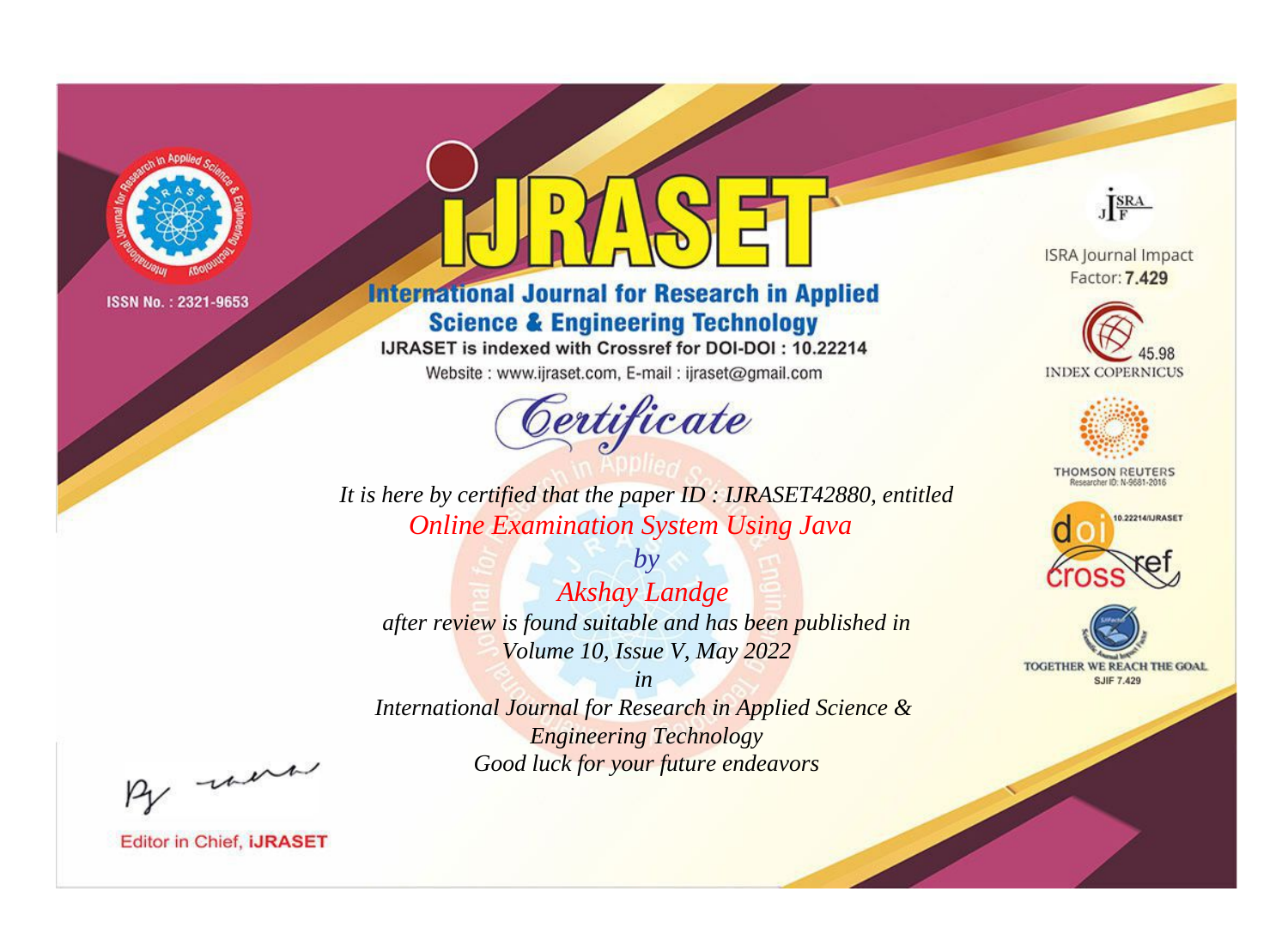ISSN No. : 2321-9653

# iJRASET

## International Journal for Research in Applied Science & Engineering Technology

IJRASET is indexed with Crossref for DOI-DOI : 10.22214

Website : www.ijraset.com, E-mail : ijraset@gmail.com

ISRA Journal Impact Factor: **7.429**

45.98 INDEX COPERNICUS

THOMSON REUTERS Researcher ID: N-9681-2016

10.22214/IJRASET

TOGETHER WE REACH THE GOAL SJIF 7.429

# *Certificate*

*It is here by certified that the paper ID : IJRASET42880, entitled*

*Online Examination System Using Java*

*by*

*Akshay Landge*

*after review is found suitable and has been published in*

*Volume 10, Issue V, May 2022*

*in*

*International Journal for Research in Applied Science & Engineering Technology*

*Good luck for your future endeavors*

Editor in Chief, **iJRASET**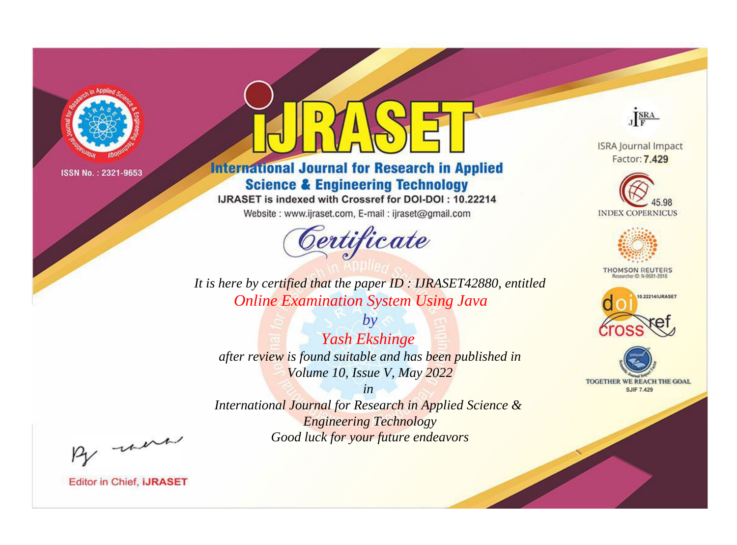ISSN No. : 2321-9653

# iJRASET

## International Journal for Research in Applied Science & Engineering Technology

IJRASET is indexed with Crossref for DOI-DOI : 10.22214

Website : www.ijraset.com, E-mail : ijraset@gmail.com

ISRA Journal Impact Factor: **7.429**

45.98 INDEX COPERNICUS

THOMSON REUTERS Researcher ID: N-9681-2016

10.22214/IJRASET

TOGETHER WE REACH THE GOAL SJIF 7.429

# *Certificate*

*It is here by certified that the paper ID : IJRASET42880, entitled*

*Online Examination System Using Java*

*by*

*Yash Ekshinge*

*after review is found suitable and has been published in*

*Volume 10, Issue V, May 2022*

*in*

*International Journal for Research in Applied Science & Engineering Technology*

*Good luck for your future endeavors*

Editor in Chief, **iJRASET**